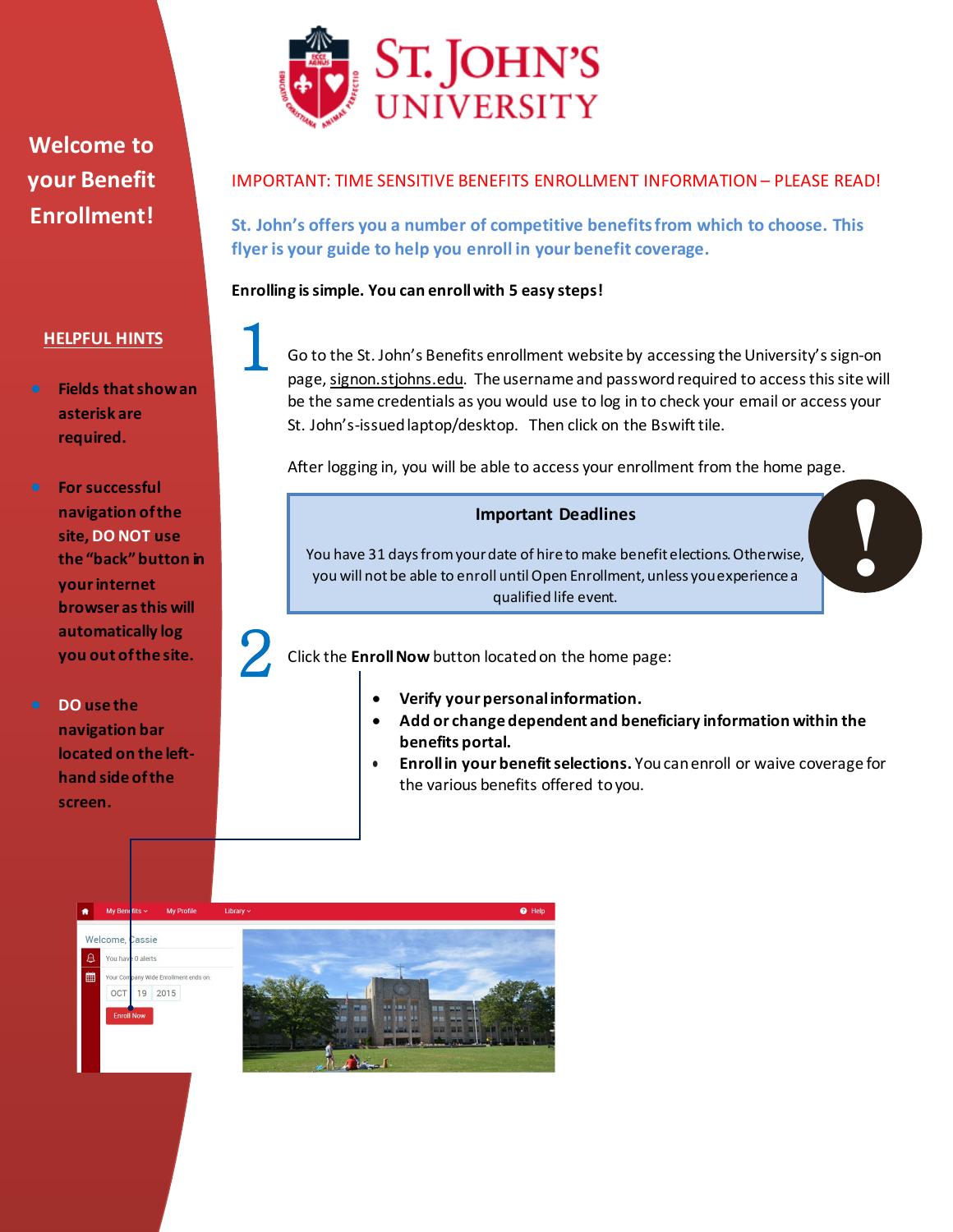# St. John's University

## Welcome to your Benefit Enrollment!

IMPORTANT: TIME SENSITIVE BENEFITS ENROLLMENT INFORMATION – PLEASE READ!

**St. John's offers you a number of competitive benefits from which to choose. This flyer is your guide to help you enroll in your benefit coverage.**

**Enrolling is simple. You can enroll with 5 easy steps!**

**1** Go to the St. John's Benefits enrollment website by accessing the University's sign-on page, signon.stjohns.edu. The username and password required to access this site will be the same credentials as you would use to log in to check your email or access your St. John's-issued laptop/desktop. Then click on the Bswift tile.

After logging in, you will be able to access your enrollment from the home page.

> **Important Deadlines**
>
> You have 31 days from your date of hire to make benefit elections. Otherwise, you will not be able to enroll until Open Enrollment, unless you experience a qualified life event.

**2** Click the **Enroll Now** button located on the home page:

- **Verify your personal information.**
- **Add or change dependent and beneficiary information within the benefits portal.**
- **Enroll in your benefit selections.** You can enroll or waive coverage for the various benefits offered to you.

### HELPFUL HINTS

- **Fields that show an asterisk are required.**
- **For successful navigation of the site, DO NOT use the "back" button in your internet browser as this will automatically log you out of the site.**
- **DO use the navigation bar located on the left-hand side of the screen.**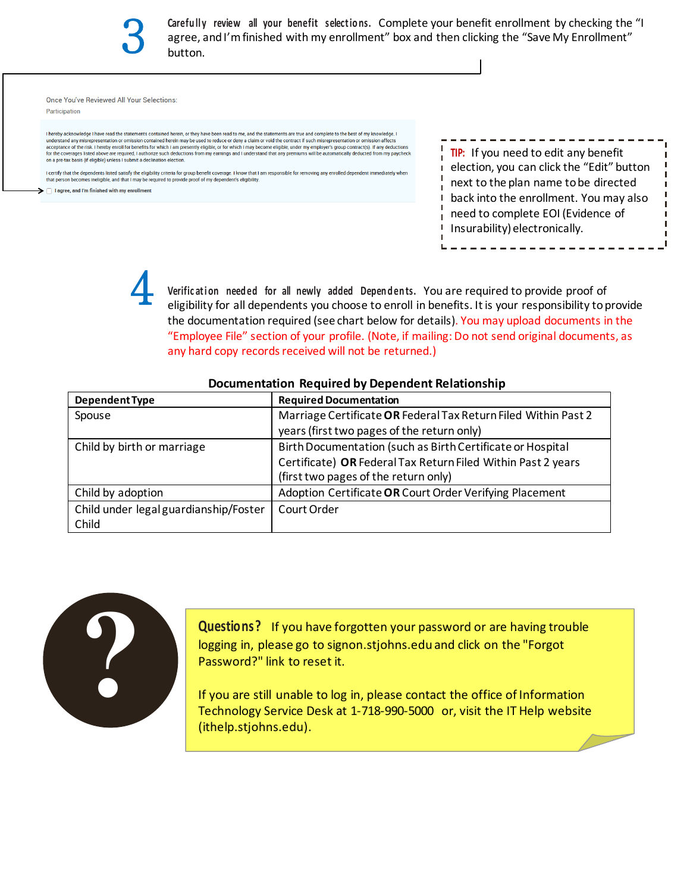3

**Carefully review all your benefit selections.** Complete your benefit enrollment by checking the "I agree, and I'm finished with my enrollment" box and then clicking the "Save My Enrollment" button.

Once You've Reviewed All Your Selections:

Participation

I hereby acknowledge I have read the statements contained herein, or they have been read to me, and the statements are true and complete to the best of my knowledge. I understand any misrepresentation or omission contained herein may be used to reduce or deny a claim or void the contract if such misrepresentation or omission affects acceptance of the risk. I hereby enroll for benefits for which I am presently eligible, or for which I may become eligible, under my employer's group contract(s). If any deductions for the coverages listed above are required, I authorize such deductions from my earnings and I understand that any premiums will be automatically deducted from my paycheck on a pre-tax basis (if eligible) unless I submit a declination election.

I certify that the dependents listed satisfy the eligibility criteria for group benefit coverage. I know that I am responsible for removing any enrolled dependent immediately when that person becomes ineligible, and that I may be required to provide proof of my dependent's eligibility.

☐ I agree, and I'm finished with my enrollment

**TIP:** If you need to edit any benefit election, you can click the "Edit" button next to the plan name to be directed back into the enrollment. You may also need to complete EOI (Evidence of Insurability) electronically.

4

**Verification needed for all newly added Dependents.** You are required to provide proof of eligibility for all dependents you choose to enroll in benefits. It is your responsibility to provide the documentation required (see chart below for details). You may upload documents in the "Employee File" section of your profile. (Note, if mailing: Do not send original documents, as any hard copy records received will not be returned.)

**Documentation Required by Dependent Relationship**

| **Dependent Type** | **Required Documentation** |
|---|---|
| Spouse | Marriage Certificate **OR** Federal Tax Return Filed Within Past 2 years (first two pages of the return only) |
| Child by birth or marriage | Birth Documentation (such as Birth Certificate or Hospital Certificate) **OR** Federal Tax Return Filed Within Past 2 years (first two pages of the return only) |
| Child by adoption | Adoption Certificate **OR** Court Order Verifying Placement |
| Child under legal guardianship/Foster Child | Court Order |

**Questions?** If you have forgotten your password or are having trouble logging in, please go to signon.stjohns.edu and click on the "Forgot Password?" link to reset it.

If you are still unable to log in, please contact the office of Information Technology Service Desk at 1-718-990-5000 or, visit the IT Help website (ithelp.stjohns.edu).